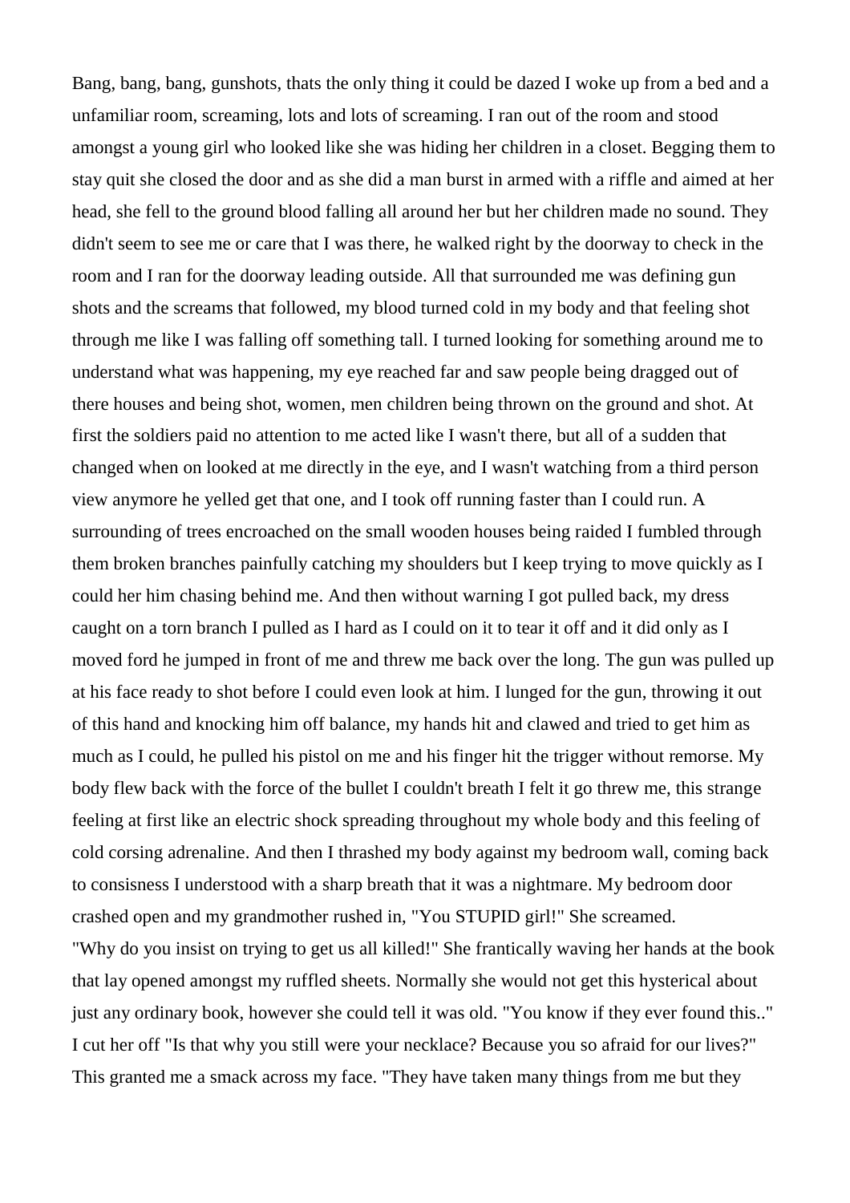Bang, bang, bang, gunshots, thats the only thing it could be dazed I woke up from a bed and a unfamiliar room, screaming, lots and lots of screaming. I ran out of the room and stood amongst a young girl who looked like she was hiding her children in a closet. Begging them to stay quit she closed the door and as she did a man burst in armed with a riffle and aimed at her head, she fell to the ground blood falling all around her but her children made no sound. They didn't seem to see me or care that I was there, he walked right by the doorway to check in the room and I ran for the doorway leading outside. All that surrounded me was defining gun shots and the screams that followed, my blood turned cold in my body and that feeling shot through me like I was falling off something tall. I turned looking for something around me to understand what was happening, my eye reached far and saw people being dragged out of there houses and being shot, women, men children being thrown on the ground and shot. At first the soldiers paid no attention to me acted like I wasn't there, but all of a sudden that changed when on looked at me directly in the eye, and I wasn't watching from a third person view anymore he yelled get that one, and I took off running faster than I could run. A surrounding of trees encroached on the small wooden houses being raided I fumbled through them broken branches painfully catching my shoulders but I keep trying to move quickly as I could her him chasing behind me. And then without warning I got pulled back, my dress caught on a torn branch I pulled as I hard as I could on it to tear it off and it did only as I moved ford he jumped in front of me and threw me back over the long. The gun was pulled up at his face ready to shot before I could even look at him. I lunged for the gun, throwing it out of this hand and knocking him off balance, my hands hit and clawed and tried to get him as much as I could, he pulled his pistol on me and his finger hit the trigger without remorse. My body flew back with the force of the bullet I couldn't breath I felt it go threw me, this strange feeling at first like an electric shock spreading throughout my whole body and this feeling of cold corsing adrenaline. And then I thrashed my body against my bedroom wall, coming back to consisness I understood with a sharp breath that it was a nightmare. My bedroom door crashed open and my grandmother rushed in, "You STUPID girl!" She screamed.
"Why do you insist on trying to get us all killed!" She frantically waving her hands at the book that lay opened amongst my ruffled sheets. Normally she would not get this hysterical about just any ordinary book, however she could tell it was old. "You know if they ever found this.." I cut her off "Is that why you still were your necklace? Because you so afraid for our lives?" This granted me a smack across my face. "They have taken many things from me but they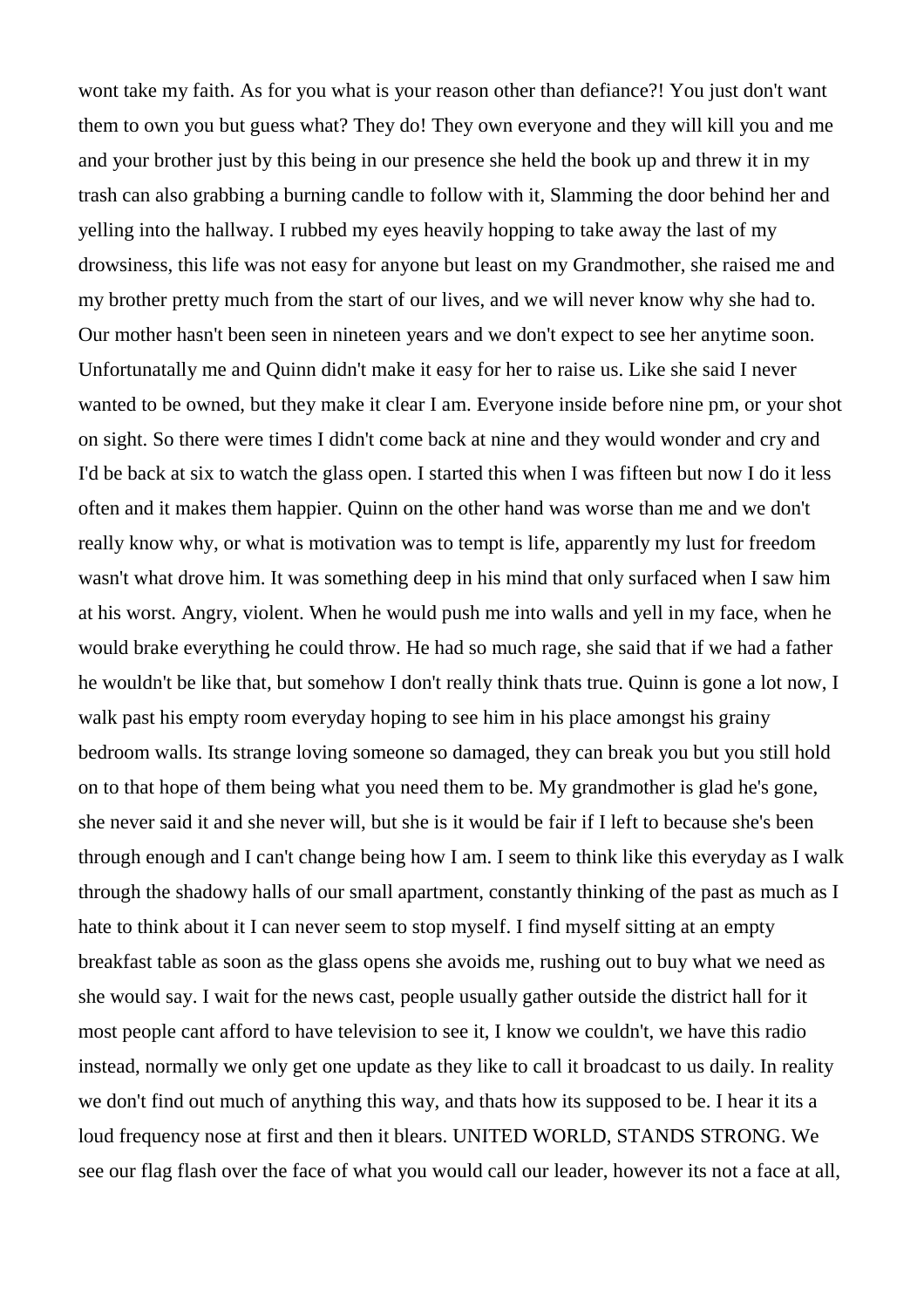wont take my faith. As for you what is your reason other than defiance?! You just don't want them to own you but guess what? They do! They own everyone and they will kill you and me and your brother just by this being in our presence she held the book up and threw it in my trash can also grabbing a burning candle to follow with it, Slamming the door behind her and yelling into the hallway. I rubbed my eyes heavily hopping to take away the last of my drowsiness, this life was not easy for anyone but least on my Grandmother, she raised me and my brother pretty much from the start of our lives, and we will never know why she had to. Our mother hasn't been seen in nineteen years and we don't expect to see her anytime soon. Unfortunatally me and Quinn didn't make it easy for her to raise us. Like she said I never wanted to be owned, but they make it clear I am. Everyone inside before nine pm, or your shot on sight. So there were times I didn't come back at nine and they would wonder and cry and I'd be back at six to watch the glass open. I started this when I was fifteen but now I do it less often and it makes them happier. Quinn on the other hand was worse than me and we don't really know why, or what is motivation was to tempt is life, apparently my lust for freedom wasn't what drove him. It was something deep in his mind that only surfaced when I saw him at his worst. Angry, violent. When he would push me into walls and yell in my face, when he would brake everything he could throw. He had so much rage, she said that if we had a father he wouldn't be like that, but somehow I don't really think thats true. Quinn is gone a lot now, I walk past his empty room everyday hoping to see him in his place amongst his grainy bedroom walls. Its strange loving someone so damaged, they can break you but you still hold on to that hope of them being what you need them to be. My grandmother is glad he's gone, she never said it and she never will, but she is it would be fair if I left to because she's been through enough and I can't change being how I am. I seem to think like this everyday as I walk through the shadowy halls of our small apartment, constantly thinking of the past as much as I hate to think about it I can never seem to stop myself. I find myself sitting at an empty breakfast table as soon as the glass opens she avoids me, rushing out to buy what we need as she would say. I wait for the news cast, people usually gather outside the district hall for it most people cant afford to have television to see it, I know we couldn't, we have this radio instead, normally we only get one update as they like to call it broadcast to us daily. In reality we don't find out much of anything this way, and thats how its supposed to be. I hear it its a loud frequency nose at first and then it blears. UNITED WORLD, STANDS STRONG. We see our flag flash over the face of what you would call our leader, however its not a face at all,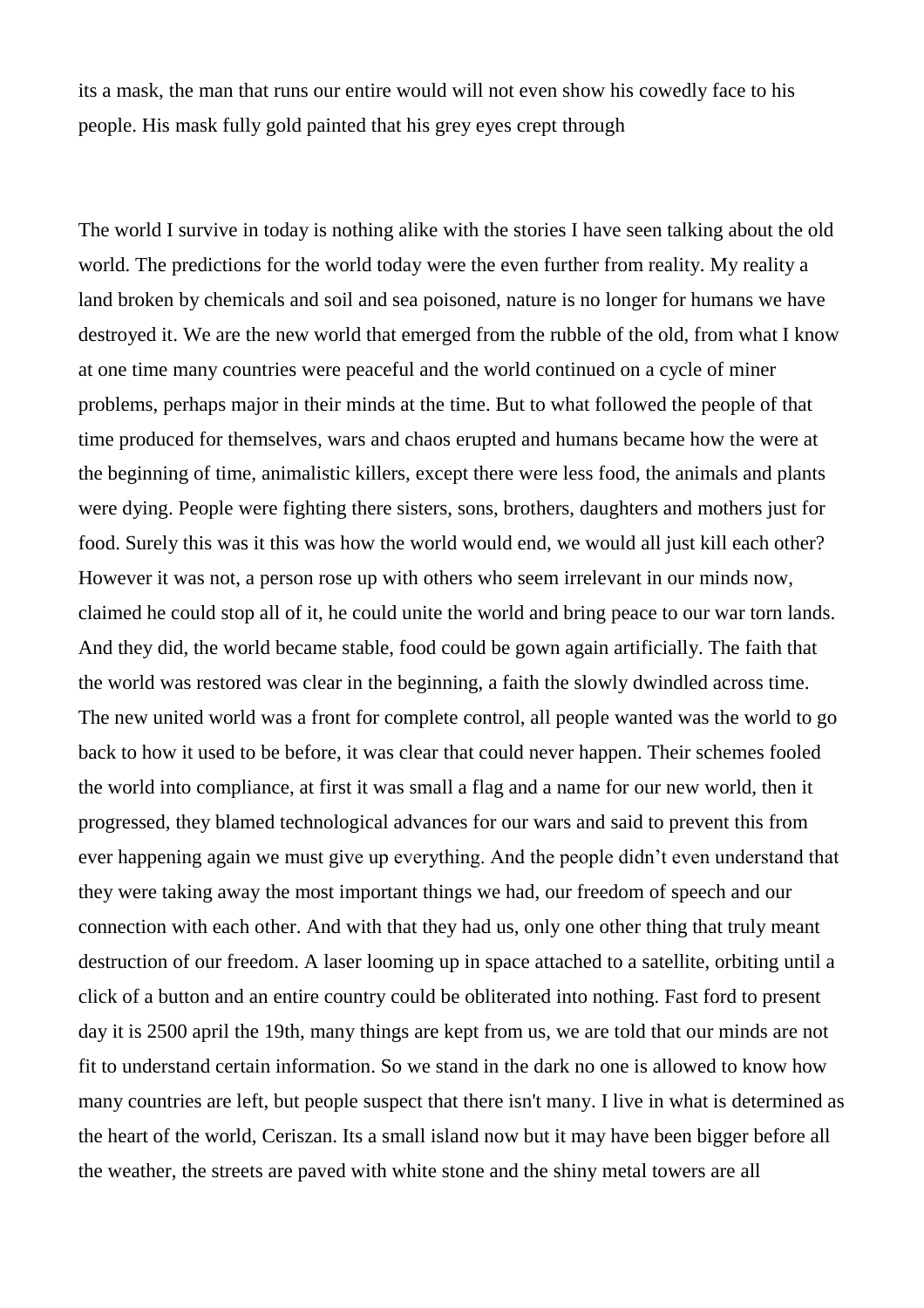its a mask, the man that runs our entire would will not even show his cowedly face to his people. His mask fully gold painted that his grey eyes crept through

The world I survive in today is nothing alike with the stories I have seen talking about the old world. The predictions for the world today were the even further from reality. My reality a land broken by chemicals and soil and sea poisoned, nature is no longer for humans we have destroyed it. We are the new world that emerged from the rubble of the old, from what I know at one time many countries were peaceful and the world continued on a cycle of miner problems, perhaps major in their minds at the time. But to what followed the people of that time produced for themselves, wars and chaos erupted and humans became how the were at the beginning of time, animalistic killers, except there were less food, the animals and plants were dying. People were fighting there sisters, sons, brothers, daughters and mothers just for food. Surely this was it this was how the world would end, we would all just kill each other? However it was not, a person rose up with others who seem irrelevant in our minds now, claimed he could stop all of it, he could unite the world and bring peace to our war torn lands. And they did, the world became stable, food could be gown again artificially. The faith that the world was restored was clear in the beginning, a faith the slowly dwindled across time. The new united world was a front for complete control, all people wanted was the world to go back to how it used to be before, it was clear that could never happen. Their schemes fooled the world into compliance, at first it was small a flag and a name for our new world, then it progressed, they blamed technological advances for our wars and said to prevent this from ever happening again we must give up everything. And the people didn't even understand that they were taking away the most important things we had, our freedom of speech and our connection with each other. And with that they had us, only one other thing that truly meant destruction of our freedom. A laser looming up in space attached to a satellite, orbiting until a click of a button and an entire country could be obliterated into nothing. Fast ford to present day it is 2500 april the 19th, many things are kept from us, we are told that our minds are not fit to understand certain information. So we stand in the dark no one is allowed to know how many countries are left, but people suspect that there isn't many. I live in what is determined as the heart of the world, Ceriszan. Its a small island now but it may have been bigger before all the weather, the streets are paved with white stone and the shiny metal towers are all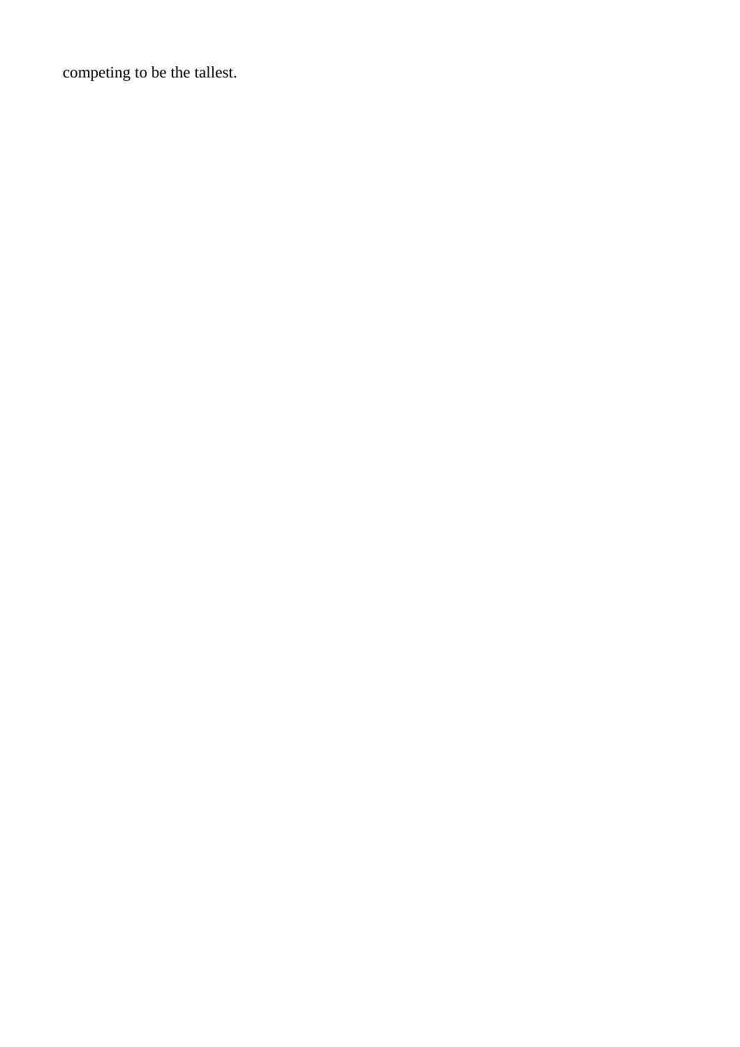competing to be the tallest.